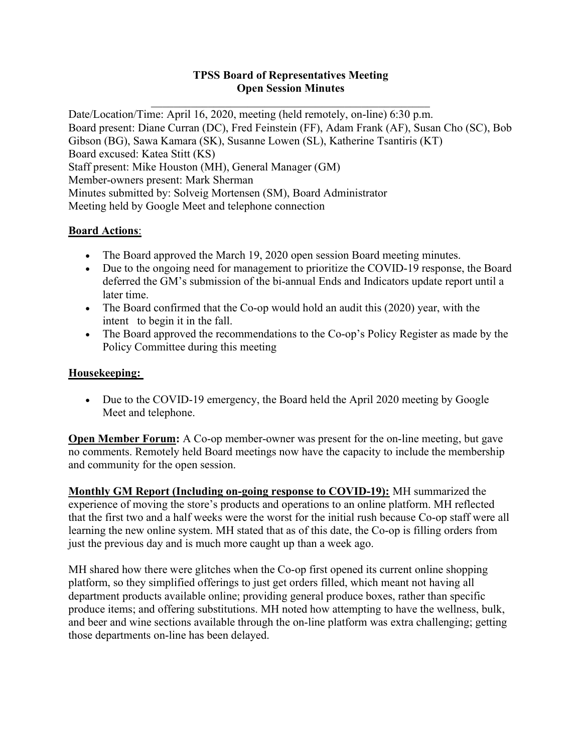# TPSS Board of Representatives Meeting
## Open Session Minutes

Date/Location/Time: April 16, 2020, meeting (held remotely, on-line) 6:30 p.m.
Board present: Diane Curran (DC), Fred Feinstein (FF), Adam Frank (AF), Susan Cho (SC), Bob Gibson (BG), Sawa Kamara (SK), Susanne Lowen (SL), Katherine Tsantiris (KT)
Board excused: Katea Stitt (KS)
Staff present: Mike Houston (MH), General Manager (GM)
Member-owners present: Mark Sherman
Minutes submitted by: Solveig Mortensen (SM), Board Administrator
Meeting held by Google Meet and telephone connection

**Board Actions**:

- The Board approved the March 19, 2020 open session Board meeting minutes.
- Due to the ongoing need for management to prioritize the COVID-19 response, the Board deferred the GM's submission of the bi-annual Ends and Indicators update report until a later time.
- The Board confirmed that the Co-op would hold an audit this (2020) year, with the intent to begin it in the fall.
- The Board approved the recommendations to the Co-op's Policy Register as made by the Policy Committee during this meeting

**Housekeeping:**

- Due to the COVID-19 emergency, the Board held the April 2020 meeting by Google Meet and telephone.

**Open Member Forum:** A Co-op member-owner was present for the on-line meeting, but gave no comments. Remotely held Board meetings now have the capacity to include the membership and community for the open session.

**Monthly GM Report (Including on-going response to COVID-19):** MH summarized the experience of moving the store's products and operations to an online platform. MH reflected that the first two and a half weeks were the worst for the initial rush because Co-op staff were all learning the new online system. MH stated that as of this date, the Co-op is filling orders from just the previous day and is much more caught up than a week ago.

MH shared how there were glitches when the Co-op first opened its current online shopping platform, so they simplified offerings to just get orders filled, which meant not having all department products available online; providing general produce boxes, rather than specific produce items; and offering substitutions. MH noted how attempting to have the wellness, bulk, and beer and wine sections available through the on-line platform was extra challenging; getting those departments on-line has been delayed.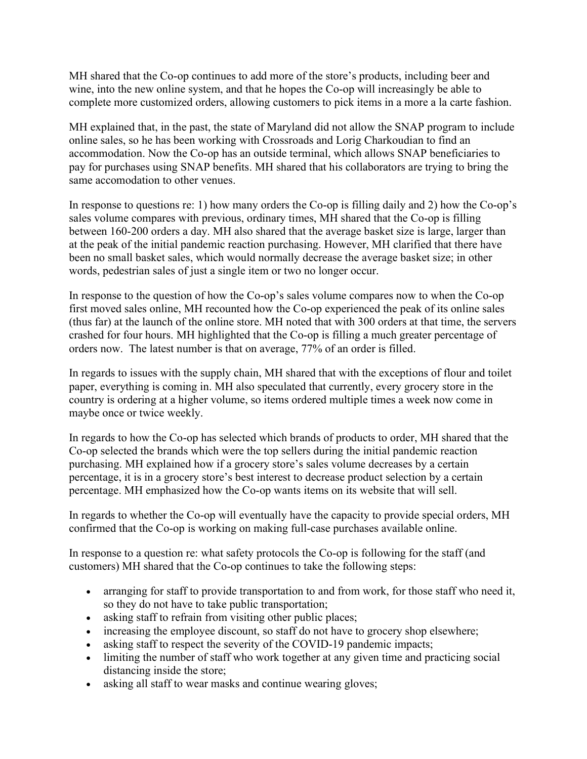MH shared that the Co-op continues to add more of the store's products, including beer and wine, into the new online system, and that he hopes the Co-op will increasingly be able to complete more customized orders, allowing customers to pick items in a more a la carte fashion.

MH explained that, in the past, the state of Maryland did not allow the SNAP program to include online sales, so he has been working with Crossroads and Lorig Charkoudian to find an accommodation. Now the Co-op has an outside terminal, which allows SNAP beneficiaries to pay for purchases using SNAP benefits. MH shared that his collaborators are trying to bring the same accomodation to other venues.

In response to questions re: 1) how many orders the Co-op is filling daily and 2) how the Co-op's sales volume compares with previous, ordinary times, MH shared that the Co-op is filling between 160-200 orders a day. MH also shared that the average basket size is large, larger than at the peak of the initial pandemic reaction purchasing. However, MH clarified that there have been no small basket sales, which would normally decrease the average basket size; in other words, pedestrian sales of just a single item or two no longer occur.

In response to the question of how the Co-op's sales volume compares now to when the Co-op first moved sales online, MH recounted how the Co-op experienced the peak of its online sales (thus far) at the launch of the online store. MH noted that with 300 orders at that time, the servers crashed for four hours. MH highlighted that the Co-op is filling a much greater percentage of orders now. The latest number is that on average, 77% of an order is filled.

In regards to issues with the supply chain, MH shared that with the exceptions of flour and toilet paper, everything is coming in. MH also speculated that currently, every grocery store in the country is ordering at a higher volume, so items ordered multiple times a week now come in maybe once or twice weekly.

In regards to how the Co-op has selected which brands of products to order, MH shared that the Co-op selected the brands which were the top sellers during the initial pandemic reaction purchasing. MH explained how if a grocery store's sales volume decreases by a certain percentage, it is in a grocery store's best interest to decrease product selection by a certain percentage. MH emphasized how the Co-op wants items on its website that will sell.

In regards to whether the Co-op will eventually have the capacity to provide special orders, MH confirmed that the Co-op is working on making full-case purchases available online.

In response to a question re: what safety protocols the Co-op is following for the staff (and customers) MH shared that the Co-op continues to take the following steps:

- arranging for staff to provide transportation to and from work, for those staff who need it, so they do not have to take public transportation;
- asking staff to refrain from visiting other public places;
- increasing the employee discount, so staff do not have to grocery shop elsewhere;
- asking staff to respect the severity of the COVID-19 pandemic impacts;
- limiting the number of staff who work together at any given time and practicing social distancing inside the store;
- asking all staff to wear masks and continue wearing gloves;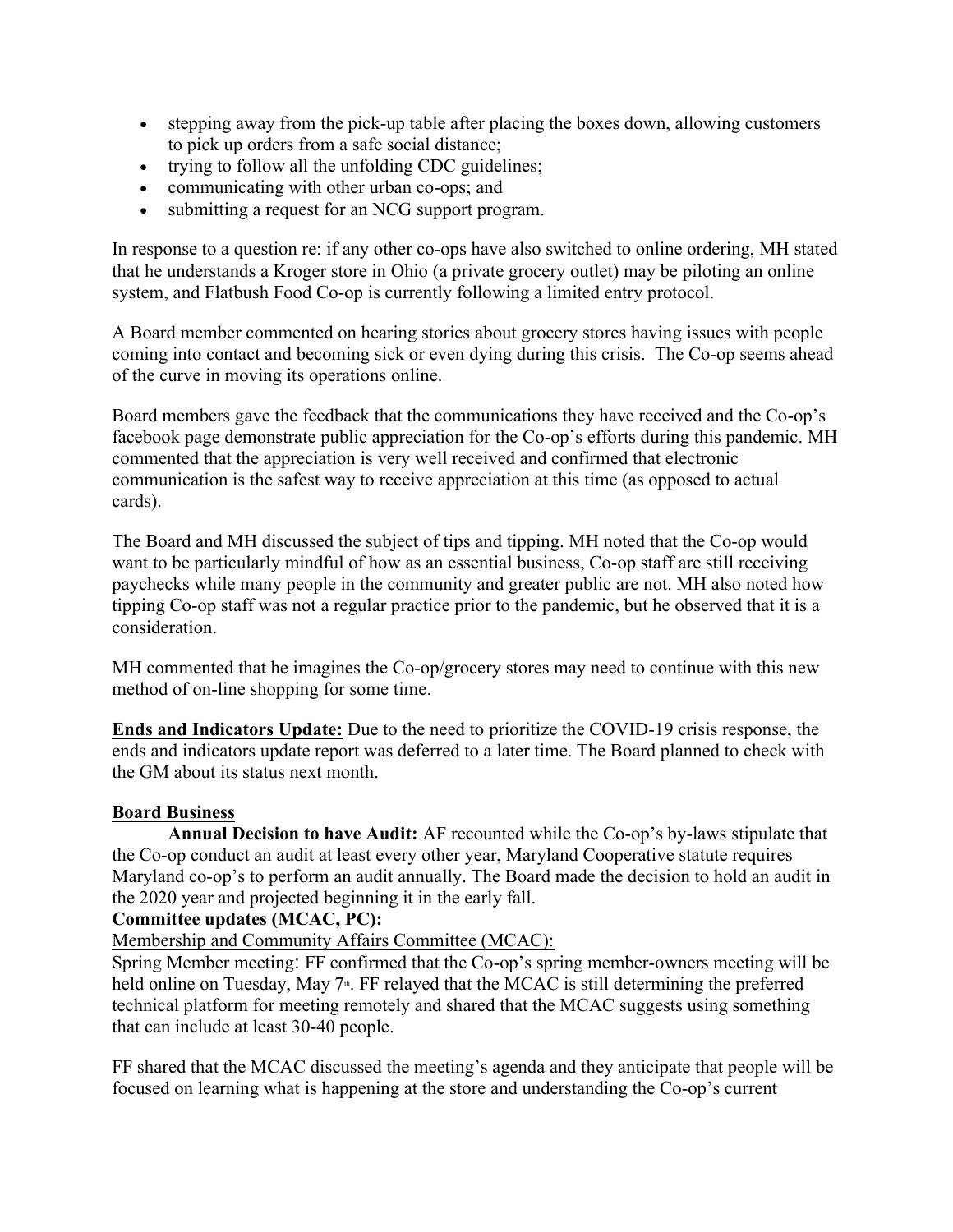- stepping away from the pick-up table after placing the boxes down, allowing customers to pick up orders from a safe social distance;
- trying to follow all the unfolding CDC guidelines;
- communicating with other urban co-ops; and
- submitting a request for an NCG support program.

In response to a question re: if any other co-ops have also switched to online ordering, MH stated that he understands a Kroger store in Ohio (a private grocery outlet) may be piloting an online system, and Flatbush Food Co-op is currently following a limited entry protocol.

A Board member commented on hearing stories about grocery stores having issues with people coming into contact and becoming sick or even dying during this crisis. The Co-op seems ahead of the curve in moving its operations online.

Board members gave the feedback that the communications they have received and the Co-op's facebook page demonstrate public appreciation for the Co-op's efforts during this pandemic. MH commented that the appreciation is very well received and confirmed that electronic communication is the safest way to receive appreciation at this time (as opposed to actual cards).

The Board and MH discussed the subject of tips and tipping. MH noted that the Co-op would want to be particularly mindful of how as an essential business, Co-op staff are still receiving paychecks while many people in the community and greater public are not. MH also noted how tipping Co-op staff was not a regular practice prior to the pandemic, but he observed that it is a consideration.

MH commented that he imagines the Co-op/grocery stores may need to continue with this new method of on-line shopping for some time.

**Ends and Indicators Update:** Due to the need to prioritize the COVID-19 crisis response, the ends and indicators update report was deferred to a later time. The Board planned to check with the GM about its status next month.

**Board Business**

**Annual Decision to have Audit:** AF recounted while the Co-op's by-laws stipulate that the Co-op conduct an audit at least every other year, Maryland Cooperative statute requires Maryland co-op's to perform an audit annually. The Board made the decision to hold an audit in the 2020 year and projected beginning it in the early fall.

**Committee updates (MCAC, PC):**

Membership and Community Affairs Committee (MCAC):

Spring Member meeting: FF confirmed that the Co-op's spring member-owners meeting will be held online on Tuesday, May 7th. FF relayed that the MCAC is still determining the preferred technical platform for meeting remotely and shared that the MCAC suggests using something that can include at least 30-40 people.

FF shared that the MCAC discussed the meeting's agenda and they anticipate that people will be focused on learning what is happening at the store and understanding the Co-op's current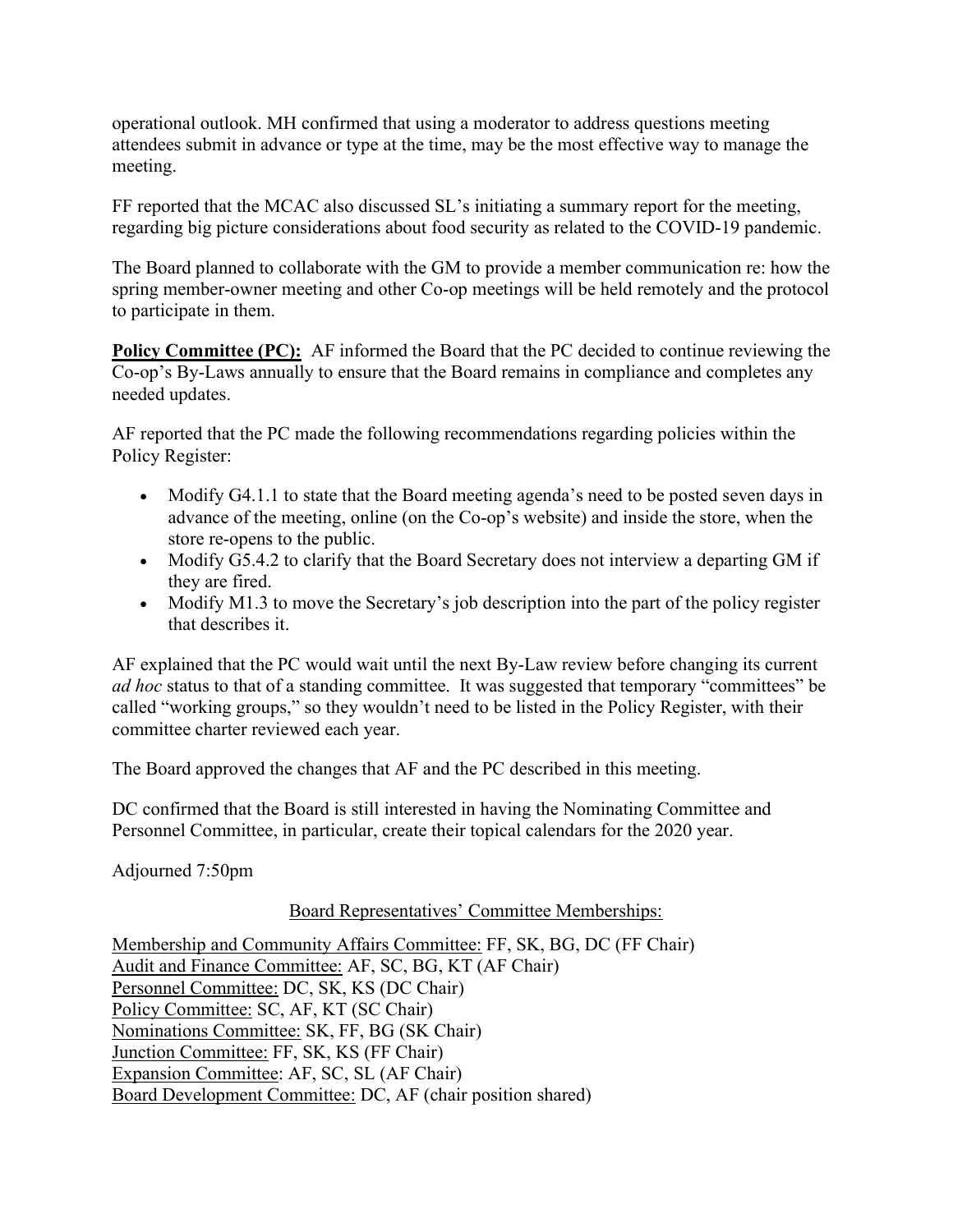operational outlook. MH confirmed that using a moderator to address questions meeting attendees submit in advance or type at the time, may be the most effective way to manage the meeting.

FF reported that the MCAC also discussed SL's initiating a summary report for the meeting, regarding big picture considerations about food security as related to the COVID-19 pandemic.

The Board planned to collaborate with the GM to provide a member communication re: how the spring member-owner meeting and other Co-op meetings will be held remotely and the protocol to participate in them.

**Policy Committee (PC):** AF informed the Board that the PC decided to continue reviewing the Co-op's By-Laws annually to ensure that the Board remains in compliance and completes any needed updates.

AF reported that the PC made the following recommendations regarding policies within the Policy Register:

- Modify G4.1.1 to state that the Board meeting agenda's need to be posted seven days in advance of the meeting, online (on the Co-op's website) and inside the store, when the store re-opens to the public.
- Modify G5.4.2 to clarify that the Board Secretary does not interview a departing GM if they are fired.
- Modify M1.3 to move the Secretary's job description into the part of the policy register that describes it.

AF explained that the PC would wait until the next By-Law review before changing its current *ad hoc* status to that of a standing committee. It was suggested that temporary "committees" be called "working groups," so they wouldn't need to be listed in the Policy Register, with their committee charter reviewed each year.

The Board approved the changes that AF and the PC described in this meeting.

DC confirmed that the Board is still interested in having the Nominating Committee and Personnel Committee, in particular, create their topical calendars for the 2020 year.

Adjourned 7:50pm

Board Representatives' Committee Memberships:

Membership and Community Affairs Committee: FF, SK, BG, DC (FF Chair)
Audit and Finance Committee: AF, SC, BG, KT (AF Chair)
Personnel Committee: DC, SK, KS (DC Chair)
Policy Committee: SC, AF, KT (SC Chair)
Nominations Committee: SK, FF, BG (SK Chair)
Junction Committee: FF, SK, KS (FF Chair)
Expansion Committee: AF, SC, SL (AF Chair)
Board Development Committee: DC, AF (chair position shared)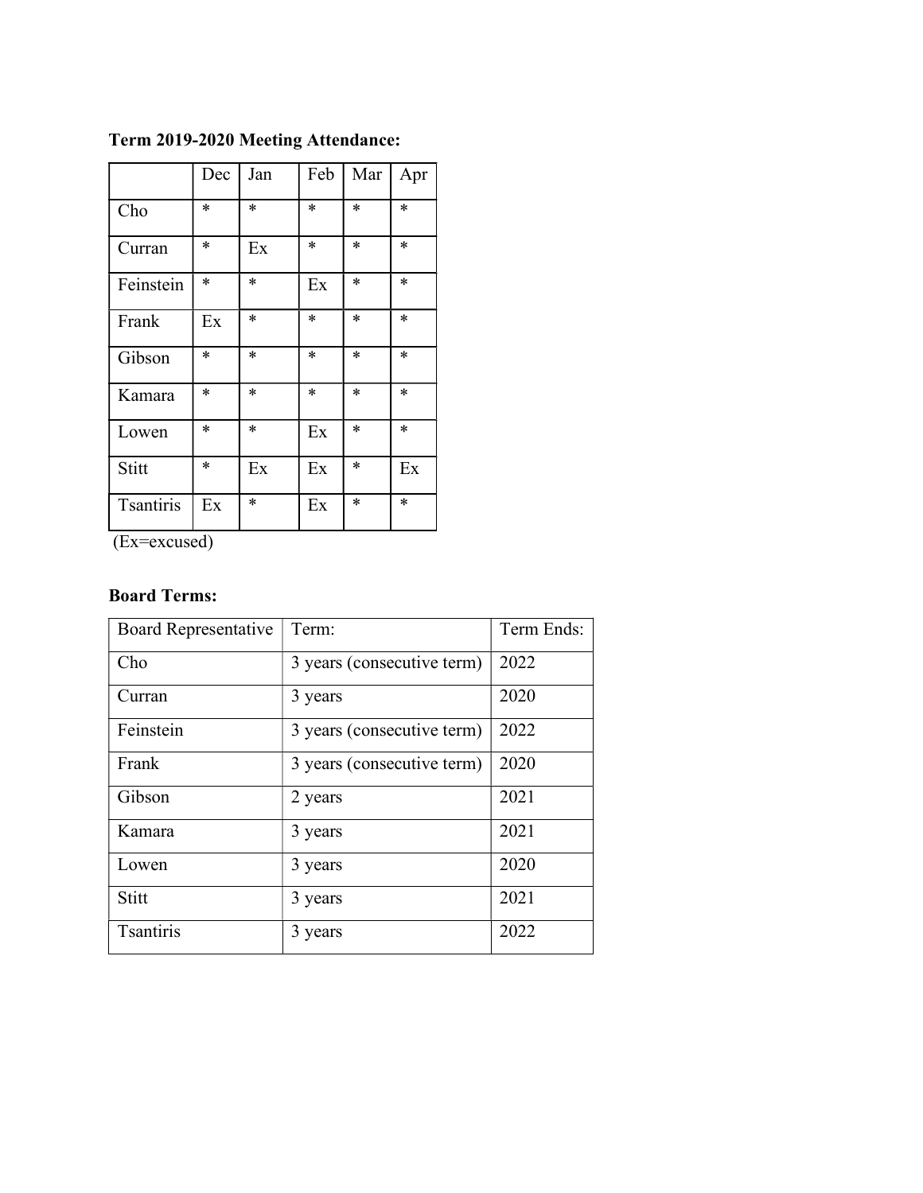**Term 2019-2020 Meeting Attendance:**

| | Dec | Jan | Feb | Mar | Apr |
|---|---|---|---|---|---|
| Cho | * | * | * | * | * |
| Curran | * | Ex | * | * | * |
| Feinstein | * | * | Ex | * | * |
| Frank | Ex | * | * | * | * |
| Gibson | * | * | * | * | * |
| Kamara | * | * | * | * | * |
| Lowen | * | * | Ex | * | * |
| Stitt | * | Ex | Ex | * | Ex |
| Tsantiris | Ex | * | Ex | * | * |

(Ex=excused)

**Board Terms:**

| Board Representative | Term: | Term Ends: |
|---|---|---|
| Cho | 3 years (consecutive term) | 2022 |
| Curran | 3 years | 2020 |
| Feinstein | 3 years (consecutive term) | 2022 |
| Frank | 3 years (consecutive term) | 2020 |
| Gibson | 2 years | 2021 |
| Kamara | 3 years | 2021 |
| Lowen | 3 years | 2020 |
| Stitt | 3 years | 2021 |
| Tsantiris | 3 years | 2022 |